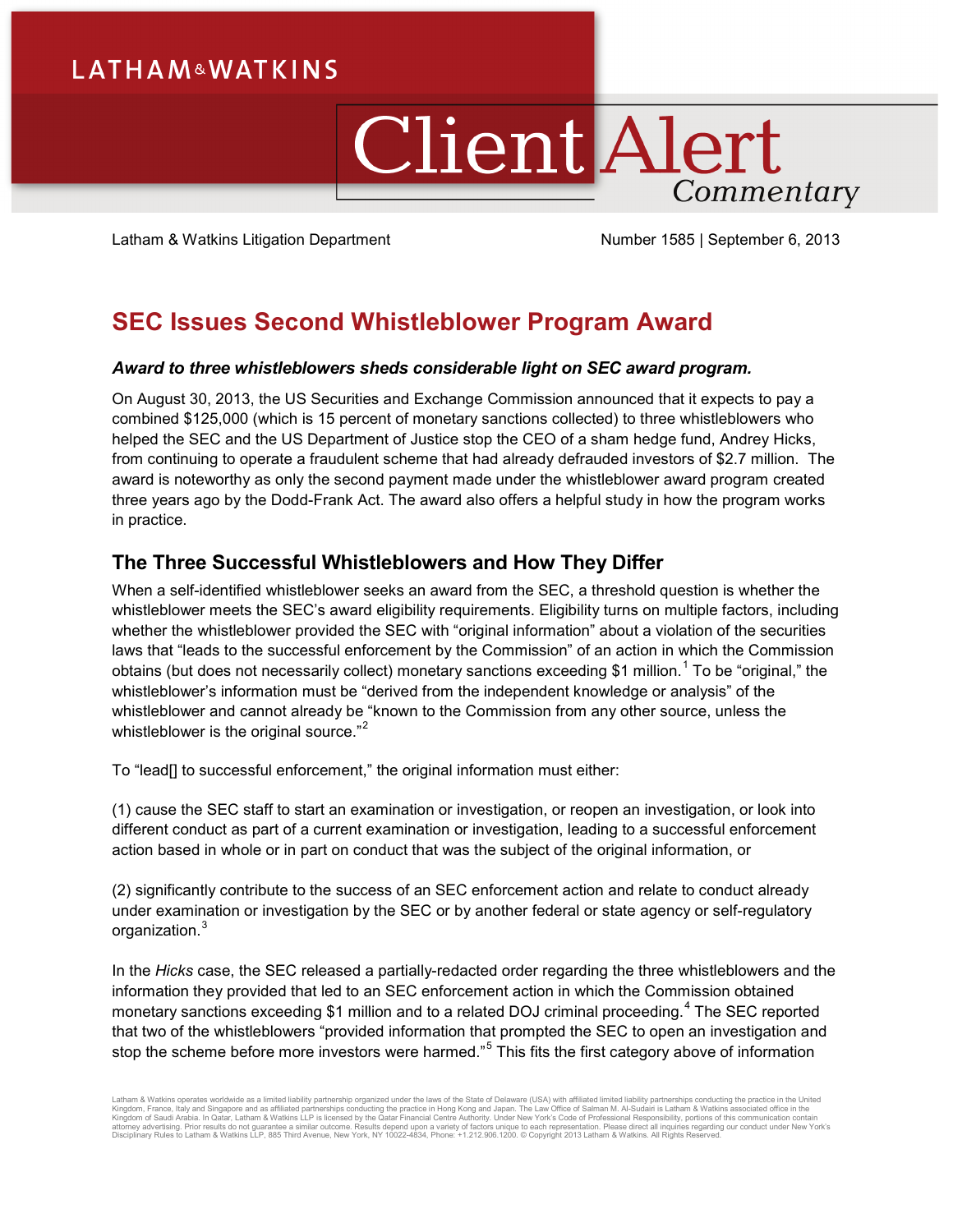LATHAM & WATKINS

# Client Alert Commentary

Latham & Watkins Litigation Department

Number 1585 | September 6, 2013

## SEC Issues Second Whistleblower Program Award

***Award to three whistleblowers sheds considerable light on SEC award program.***

On August 30, 2013, the US Securities and Exchange Commission announced that it expects to pay a combined $125,000 (which is 15 percent of monetary sanctions collected) to three whistleblowers who helped the SEC and the US Department of Justice stop the CEO of a sham hedge fund, Andrey Hicks, from continuing to operate a fraudulent scheme that had already defrauded investors of $2.7 million. The award is noteworthy as only the second payment made under the whistleblower award program created three years ago by the Dodd-Frank Act. The award also offers a helpful study in how the program works in practice.

### The Three Successful Whistleblowers and How They Differ

When a self-identified whistleblower seeks an award from the SEC, a threshold question is whether the whistleblower meets the SEC's award eligibility requirements. Eligibility turns on multiple factors, including whether the whistleblower provided the SEC with "original information" about a violation of the securities laws that "leads to the successful enforcement by the Commission" of an action in which the Commission obtains (but does not necessarily collect) monetary sanctions exceeding $1 million.[1] To be "original," the whistleblower's information must be "derived from the independent knowledge or analysis" of the whistleblower and cannot already be "known to the Commission from any other source, unless the whistleblower is the original source."[2]

To "lead[] to successful enforcement," the original information must either:

(1) cause the SEC staff to start an examination or investigation, or reopen an investigation, or look into different conduct as part of a current examination or investigation, leading to a successful enforcement action based in whole or in part on conduct that was the subject of the original information, or

(2) significantly contribute to the success of an SEC enforcement action and relate to conduct already under examination or investigation by the SEC or by another federal or state agency or self-regulatory organization.[3]

In the *Hicks* case, the SEC released a partially-redacted order regarding the three whistleblowers and the information they provided that led to an SEC enforcement action in which the Commission obtained monetary sanctions exceeding $1 million and to a related DOJ criminal proceeding.[4] The SEC reported that two of the whistleblowers "provided information that prompted the SEC to open an investigation and stop the scheme before more investors were harmed."[5] This fits the first category above of information

Latham & Watkins operates worldwide as a limited liability partnership organized under the laws of the State of Delaware (USA) with affiliated limited liability partnerships conducting the practice in the United Kingdom, France, Italy and Singapore and as affiliated partnerships conducting the practice in Hong Kong and Japan. The Law Office of Salman M. Al-Sudairi is Latham & Watkins associated office in the Kingdom of Saudi Arabia. In Qatar, Latham & Watkins LLP is licensed by the Qatar Financial Centre Authority. Under New York's Code of Professional Responsibility, portions of this communication contain attorney advertising. Prior results do not guarantee a similar outcome. Results depend upon a variety of factors unique to each representation. Please direct all inquiries regarding our conduct under New York's Disciplinary Rules to Latham & Watkins LLP, 885 Third Avenue, New York, NY 10022-4834, Phone: +1.212.906.1200. © Copyright 2013 Latham & Watkins. All Rights Reserved.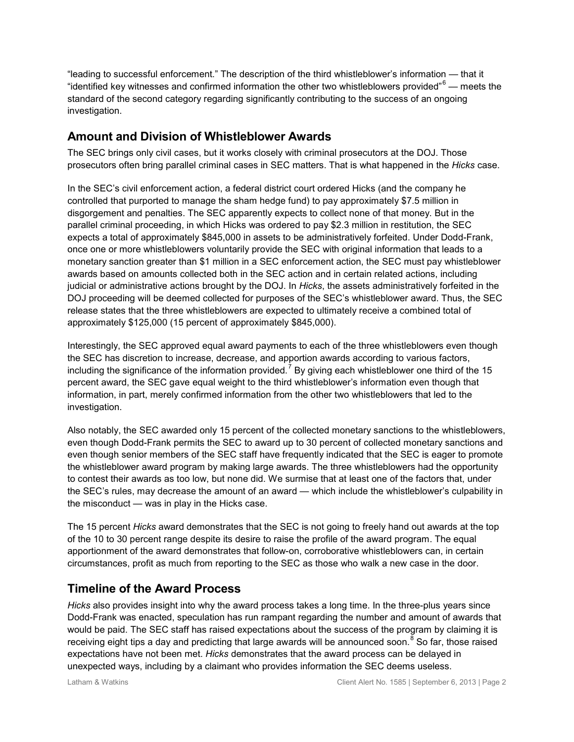"leading to successful enforcement." The description of the third whistleblower's information — that it "identified key witnesses and confirmed information the other two whistleblowers provided"[6] — meets the standard of the second category regarding significantly contributing to the success of an ongoing investigation.

## Amount and Division of Whistleblower Awards

The SEC brings only civil cases, but it works closely with criminal prosecutors at the DOJ. Those prosecutors often bring parallel criminal cases in SEC matters. That is what happened in the *Hicks* case.

In the SEC's civil enforcement action, a federal district court ordered Hicks (and the company he controlled that purported to manage the sham hedge fund) to pay approximately $7.5 million in disgorgement and penalties. The SEC apparently expects to collect none of that money. But in the parallel criminal proceeding, in which Hicks was ordered to pay $2.3 million in restitution, the SEC expects a total of approximately $845,000 in assets to be administratively forfeited. Under Dodd-Frank, once one or more whistleblowers voluntarily provide the SEC with original information that leads to a monetary sanction greater than $1 million in a SEC enforcement action, the SEC must pay whistleblower awards based on amounts collected both in the SEC action and in certain related actions, including judicial or administrative actions brought by the DOJ. In *Hicks*, the assets administratively forfeited in the DOJ proceeding will be deemed collected for purposes of the SEC's whistleblower award. Thus, the SEC release states that the three whistleblowers are expected to ultimately receive a combined total of approximately $125,000 (15 percent of approximately $845,000).

Interestingly, the SEC approved equal award payments to each of the three whistleblowers even though the SEC has discretion to increase, decrease, and apportion awards according to various factors, including the significance of the information provided.[7] By giving each whistleblower one third of the 15 percent award, the SEC gave equal weight to the third whistleblower's information even though that information, in part, merely confirmed information from the other two whistleblowers that led to the investigation.

Also notably, the SEC awarded only 15 percent of the collected monetary sanctions to the whistleblowers, even though Dodd-Frank permits the SEC to award up to 30 percent of collected monetary sanctions and even though senior members of the SEC staff have frequently indicated that the SEC is eager to promote the whistleblower award program by making large awards. The three whistleblowers had the opportunity to contest their awards as too low, but none did. We surmise that at least one of the factors that, under the SEC's rules, may decrease the amount of an award — which include the whistleblower's culpability in the misconduct — was in play in the Hicks case.

The 15 percent *Hicks* award demonstrates that the SEC is not going to freely hand out awards at the top of the 10 to 30 percent range despite its desire to raise the profile of the award program. The equal apportionment of the award demonstrates that follow-on, corroborative whistleblowers can, in certain circumstances, profit as much from reporting to the SEC as those who walk a new case in the door.

## Timeline of the Award Process

*Hicks* also provides insight into why the award process takes a long time. In the three-plus years since Dodd-Frank was enacted, speculation has run rampant regarding the number and amount of awards that would be paid. The SEC staff has raised expectations about the success of the program by claiming it is receiving eight tips a day and predicting that large awards will be announced soon.[8] So far, those raised expectations have not been met. *Hicks* demonstrates that the award process can be delayed in unexpected ways, including by a claimant who provides information the SEC deems useless.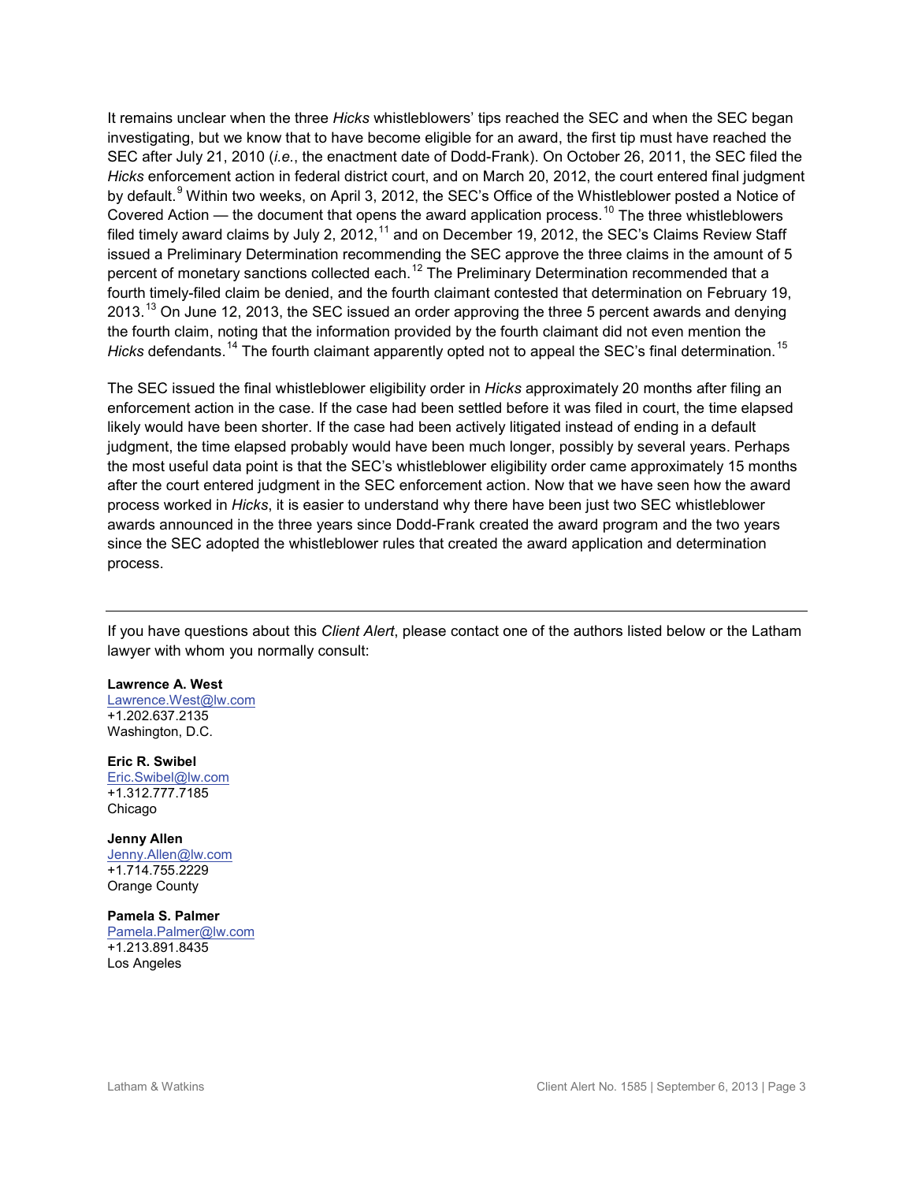It remains unclear when the three *Hicks* whistleblowers' tips reached the SEC and when the SEC began investigating, but we know that to have become eligible for an award, the first tip must have reached the SEC after July 21, 2010 (*i.e.*, the enactment date of Dodd-Frank). On October 26, 2011, the SEC filed the *Hicks* enforcement action in federal district court, and on March 20, 2012, the court entered final judgment by default.[9] Within two weeks, on April 3, 2012, the SEC's Office of the Whistleblower posted a Notice of Covered Action — the document that opens the award application process.[10] The three whistleblowers filed timely award claims by July 2, 2012,[11] and on December 19, 2012, the SEC's Claims Review Staff issued a Preliminary Determination recommending the SEC approve the three claims in the amount of 5 percent of monetary sanctions collected each.[12] The Preliminary Determination recommended that a fourth timely-filed claim be denied, and the fourth claimant contested that determination on February 19, 2013.[13] On June 12, 2013, the SEC issued an order approving the three 5 percent awards and denying the fourth claim, noting that the information provided by the fourth claimant did not even mention the *Hicks* defendants.[14] The fourth claimant apparently opted not to appeal the SEC's final determination.[15]

The SEC issued the final whistleblower eligibility order in *Hicks* approximately 20 months after filing an enforcement action in the case. If the case had been settled before it was filed in court, the time elapsed likely would have been shorter. If the case had been actively litigated instead of ending in a default judgment, the time elapsed probably would have been much longer, possibly by several years. Perhaps the most useful data point is that the SEC's whistleblower eligibility order came approximately 15 months after the court entered judgment in the SEC enforcement action. Now that we have seen how the award process worked in *Hicks*, it is easier to understand why there have been just two SEC whistleblower awards announced in the three years since Dodd-Frank created the award program and the two years since the SEC adopted the whistleblower rules that created the award application and determination process.

---

If you have questions about this *Client Alert*, please contact one of the authors listed below or the Latham lawyer with whom you normally consult:

**Lawrence A. West**
Lawrence.West@lw.com
+1.202.637.2135
Washington, D.C.

**Eric R. Swibel**
Eric.Swibel@lw.com
+1.312.777.7185
Chicago

**Jenny Allen**
Jenny.Allen@lw.com
+1.714.755.2229
Orange County

**Pamela S. Palmer**
Pamela.Palmer@lw.com
+1.213.891.8435
Los Angeles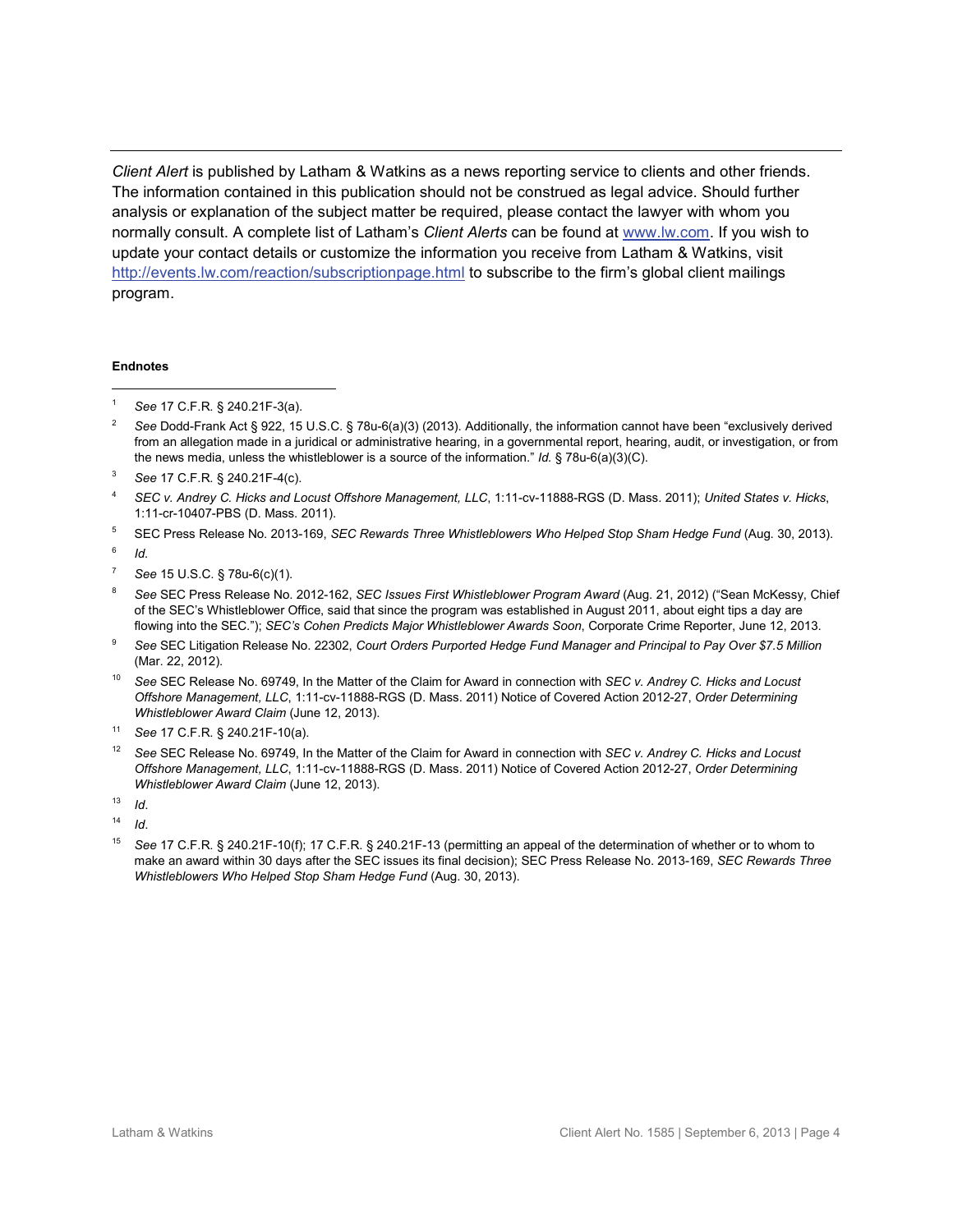*Client Alert* is published by Latham & Watkins as a news reporting service to clients and other friends. The information contained in this publication should not be construed as legal advice. Should further analysis or explanation of the subject matter be required, please contact the lawyer with whom you normally consult. A complete list of Latham's *Client Alerts* can be found at www.lw.com. If you wish to update your contact details or customize the information you receive from Latham & Watkins, visit http://events.lw.com/reaction/subscriptionpage.html to subscribe to the firm's global client mailings program.

**Endnotes**

[1] *See* 17 C.F.R. § 240.21F-3(a).

[2] *See* Dodd-Frank Act § 922, 15 U.S.C. § 78u-6(a)(3) (2013). Additionally, the information cannot have been "exclusively derived from an allegation made in a juridical or administrative hearing, in a governmental report, hearing, audit, or investigation, or from the news media, unless the whistleblower is a source of the information." *Id.* § 78u-6(a)(3)(C).

[3] *See* 17 C.F.R. § 240.21F-4(c).

[4] *SEC v. Andrey C. Hicks and Locust Offshore Management, LLC*, 1:11-cv-11888-RGS (D. Mass. 2011); *United States v. Hicks*, 1:11-cr-10407-PBS (D. Mass. 2011).

[5] SEC Press Release No. 2013-169, *SEC Rewards Three Whistleblowers Who Helped Stop Sham Hedge Fund* (Aug. 30, 2013).

[6] *Id.*

[7] *See* 15 U.S.C. § 78u-6(c)(1).

[8] *See* SEC Press Release No. 2012-162, *SEC Issues First Whistleblower Program Award* (Aug. 21, 2012) ("Sean McKessy, Chief of the SEC's Whistleblower Office, said that since the program was established in August 2011, about eight tips a day are flowing into the SEC."); *SEC's Cohen Predicts Major Whistleblower Awards Soon*, Corporate Crime Reporter, June 12, 2013.

[9] *See* SEC Litigation Release No. 22302, *Court Orders Purported Hedge Fund Manager and Principal to Pay Over $7.5 Million* (Mar. 22, 2012).

[10] *See* SEC Release No. 69749, In the Matter of the Claim for Award in connection with *SEC v. Andrey C. Hicks and Locust Offshore Management, LLC*, 1:11-cv-11888-RGS (D. Mass. 2011) Notice of Covered Action 2012-27, *Order Determining Whistleblower Award Claim* (June 12, 2013).

[11] *See* 17 C.F.R. § 240.21F-10(a).

[12] *See* SEC Release No. 69749, In the Matter of the Claim for Award in connection with *SEC v. Andrey C. Hicks and Locust Offshore Management, LLC*, 1:11-cv-11888-RGS (D. Mass. 2011) Notice of Covered Action 2012-27, *Order Determining Whistleblower Award Claim* (June 12, 2013).

[13] *Id*.

[14] *Id*.

[15] *See* 17 C.F.R. § 240.21F-10(f); 17 C.F.R. § 240.21F-13 (permitting an appeal of the determination of whether or to whom to make an award within 30 days after the SEC issues its final decision); SEC Press Release No. 2013-169, *SEC Rewards Three Whistleblowers Who Helped Stop Sham Hedge Fund* (Aug. 30, 2013).